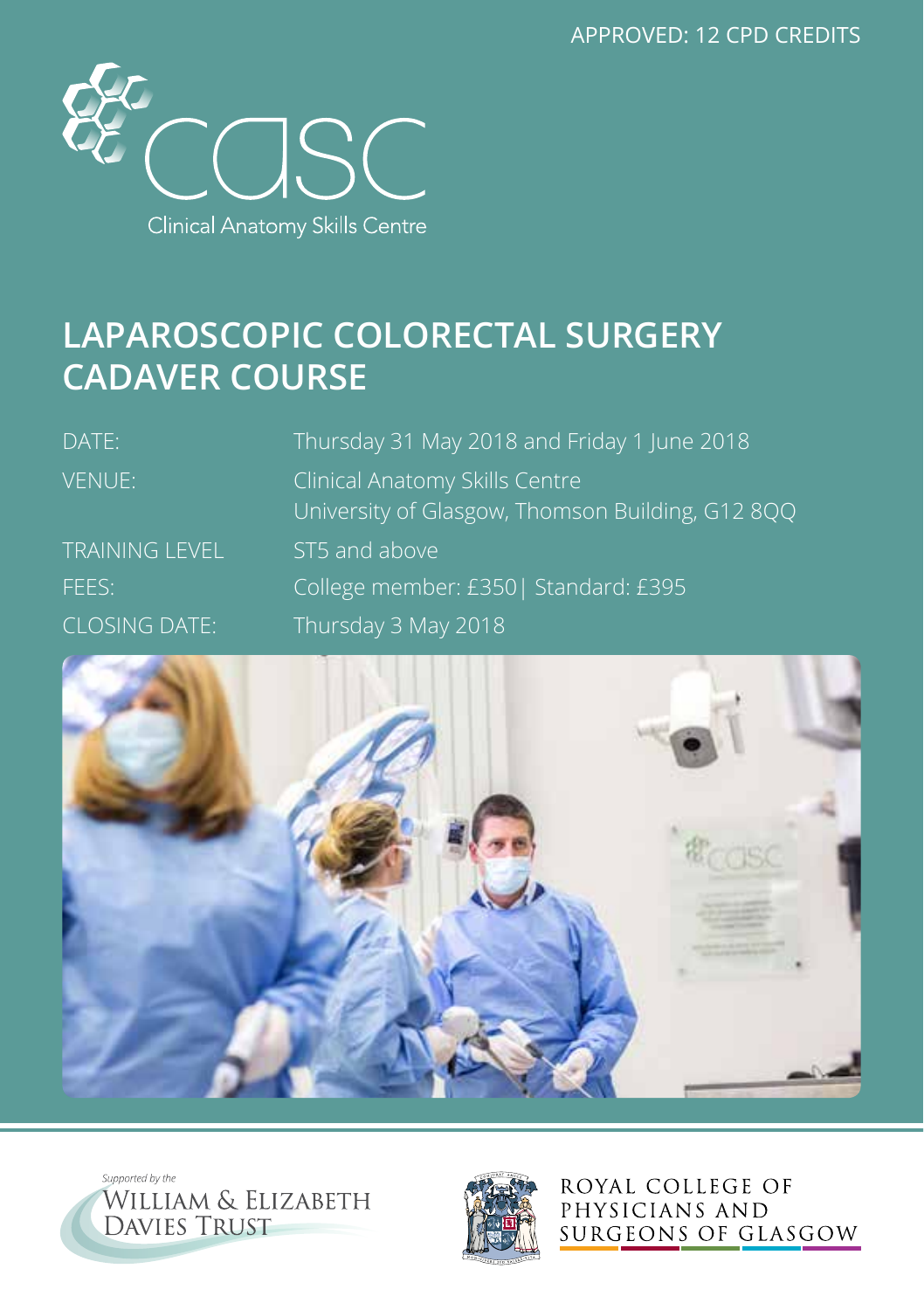APPROVED: 12 CPD CREDITS

casc

Clinical Anatomy Skills Centre

# LAPAROSCOPIC COLORECTAL SURGERY CADAVER COURSE

| | |
|---|---|
| DATE: | Thursday 31 May 2018 and Friday 1 June 2018 |
| VENUE: | Clinical Anatomy Skills Centre<br>University of Glasgow, Thomson Building, G12 8QQ |
| TRAINING LEVEL | ST5 and above |
| FEES: | College member: £350 \| Standard: £395 |
| CLOSING DATE: | Thursday 3 May 2018 |

*Supported by the*
WILLIAM & ELIZABETH DAVIES TRUST

ROYAL COLLEGE OF PHYSICIANS AND SURGEONS OF GLASGOW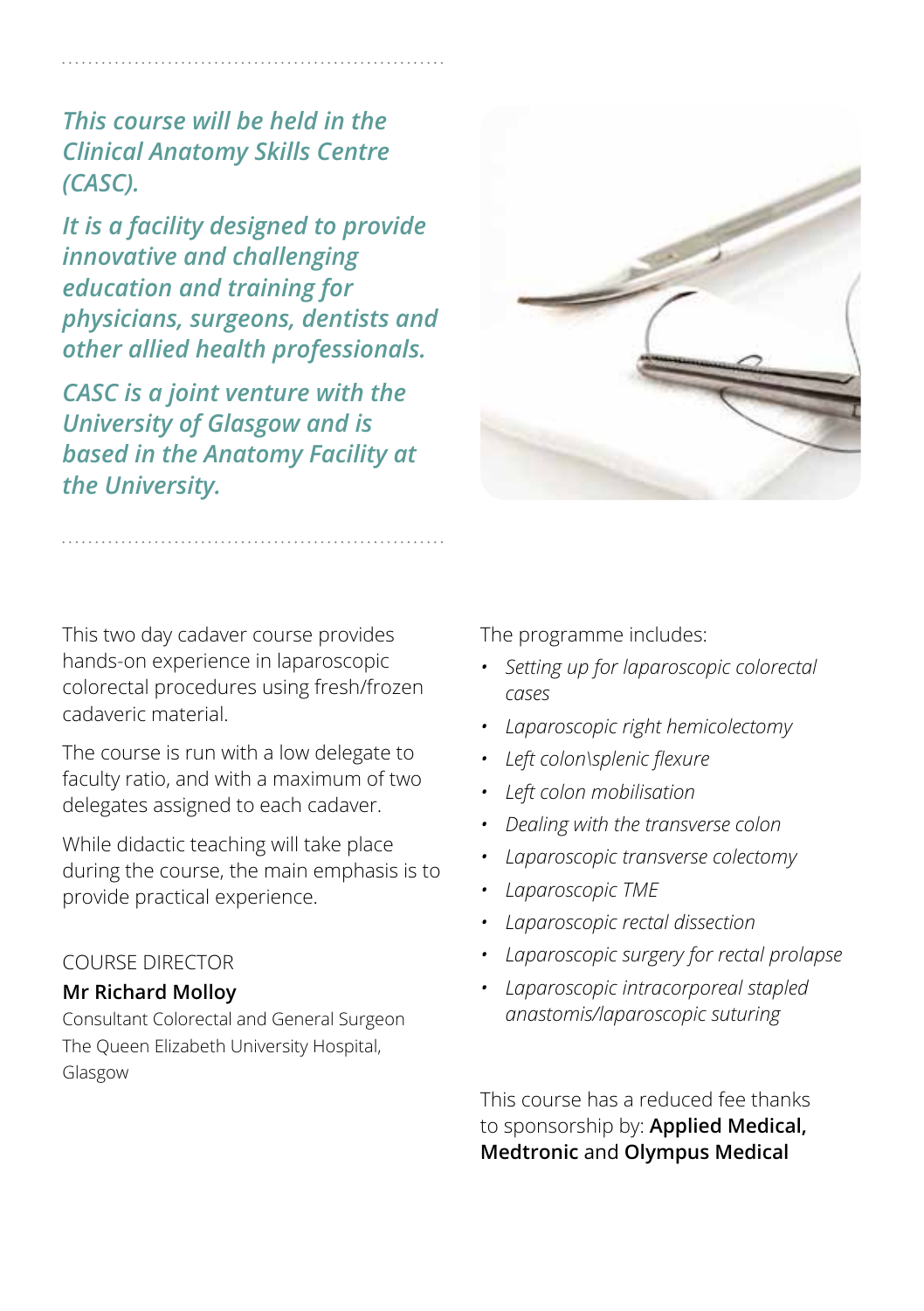*This course will be held in the Clinical Anatomy Skills Centre (CASC).*

*It is a facility designed to provide innovative and challenging education and training for physicians, surgeons, dentists and other allied health professionals.*

*CASC is a joint venture with the University of Glasgow and is based in the Anatomy Facility at the University.*

This two day cadaver course provides hands-on experience in laparoscopic colorectal procedures using fresh/frozen cadaveric material.

The course is run with a low delegate to faculty ratio, and with a maximum of two delegates assigned to each cadaver.

While didactic teaching will take place during the course, the main emphasis is to provide practical experience.

COURSE DIRECTOR

**Mr Richard Molloy**

Consultant Colorectal and General Surgeon
The Queen Elizabeth University Hospital, Glasgow

The programme includes:

- *Setting up for laparoscopic colorectal cases*
- *Laparoscopic right hemicolectomy*
- *Left colon\splenic flexure*
- *Left colon mobilisation*
- *Dealing with the transverse colon*
- *Laparoscopic transverse colectomy*
- *Laparoscopic TME*
- *Laparoscopic rectal dissection*
- *Laparoscopic surgery for rectal prolapse*
- *Laparoscopic intracorporeal stapled anastomis/laparoscopic suturing*

This course has a reduced fee thanks to sponsorship by: **Applied Medical, Medtronic** and **Olympus Medical**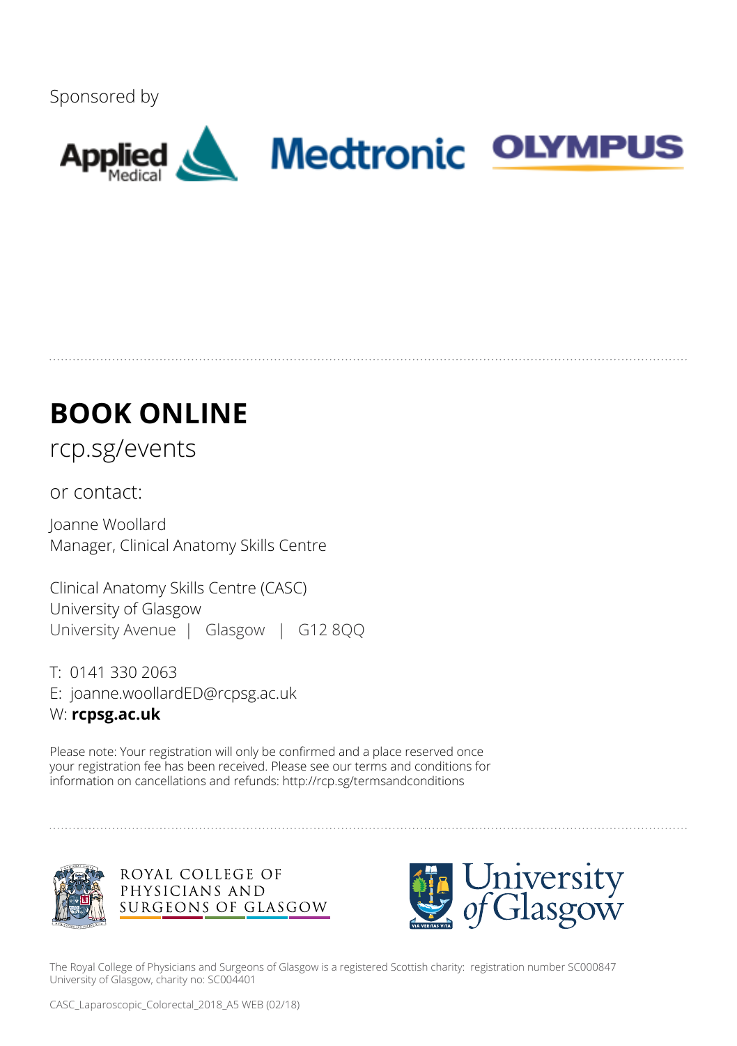Sponsored by

Applied Medical

Medtronic

OLYMPUS

# BOOK ONLINE

rcp.sg/events

or contact:

Joanne Woollard
Manager, Clinical Anatomy Skills Centre

Clinical Anatomy Skills Centre (CASC)
University of Glasgow
University Avenue | Glasgow | G12 8QQ

T: 0141 330 2063
E: joanne.woollardED@rcpsg.ac.uk
W: **rcpsg.ac.uk**

Please note: Your registration will only be confirmed and a place reserved once your registration fee has been received. Please see our terms and conditions for information on cancellations and refunds: http://rcp.sg/termsandconditions

ROYAL COLLEGE OF PHYSICIANS AND SURGEONS OF GLASGOW

University of Glasgow

The Royal College of Physicians and Surgeons of Glasgow is a registered Scottish charity: registration number SC000847
University of Glasgow, charity no: SC004401

CASC_Laparoscopic_Colorectal_2018_A5 WEB (02/18)